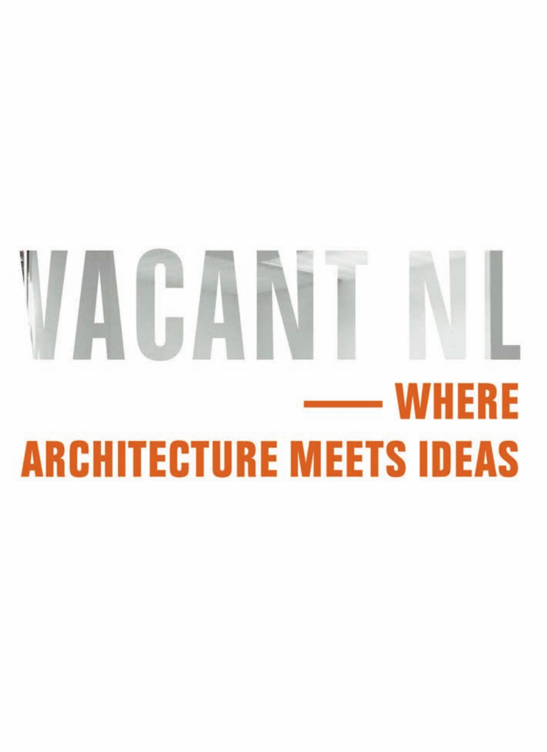# VACANT NL

## — WHERE ARCHITECTURE MEETS IDEAS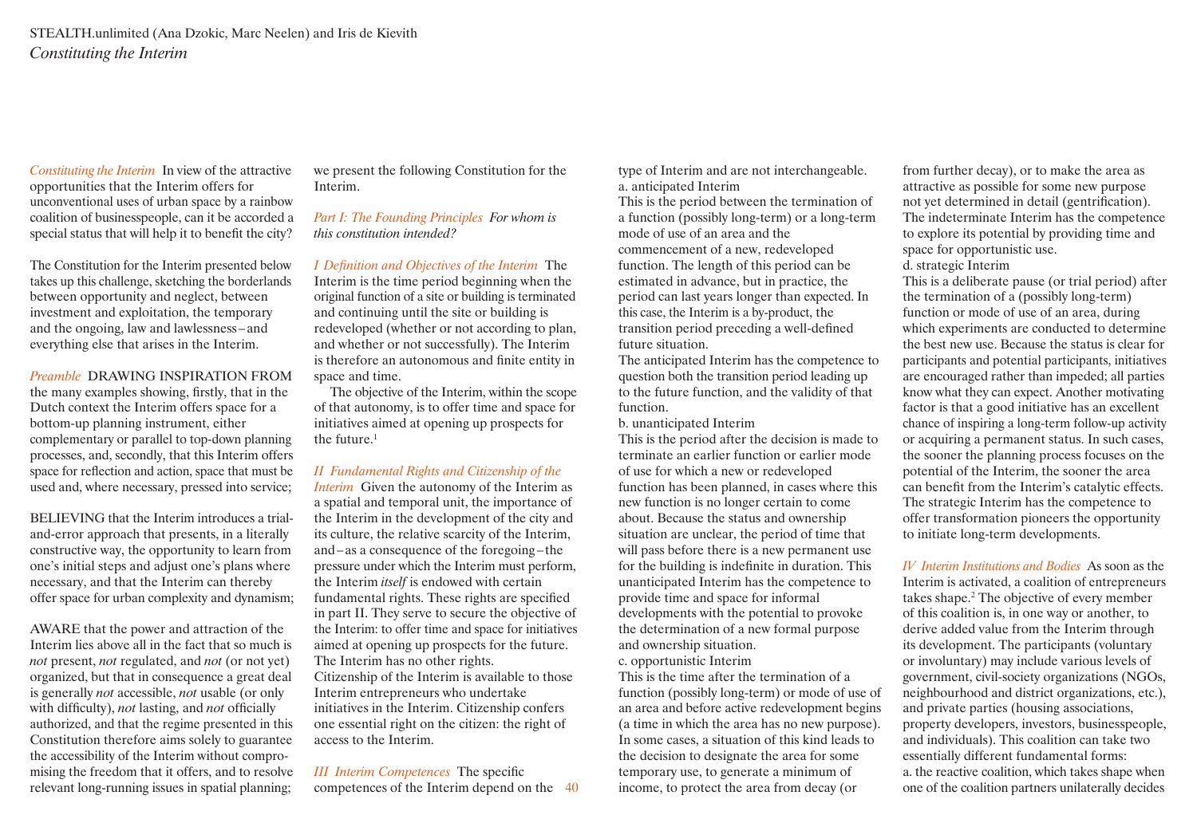STEALTH.unlimited (Ana Dzokic, Marc Neelen) and Iris de Kievith

*Constituting the Interim*

*Constituting the Interim* In view of the attractive opportunities that the Interim offers for unconventional uses of urban space by a rainbow coalition of businesspeople, can it be accorded a special status that will help it to benefit the city?

The Constitution for the Interim presented below takes up this challenge, sketching the borderlands between opportunity and neglect, between investment and exploitation, the temporary and the ongoing, law and lawlessness – and everything else that arises in the Interim.

*Preamble* DRAWING INSPIRATION FROM the many examples showing, firstly, that in the Dutch context the Interim offers space for a bottom-up planning instrument, either complementary or parallel to top-down planning processes, and, secondly, that this Interim offers space for reflection and action, space that must be used and, where necessary, pressed into service;

BELIEVING that the Interim introduces a trial-and-error approach that presents, in a literally constructive way, the opportunity to learn from one's initial steps and adjust one's plans where necessary, and that the Interim can thereby offer space for urban complexity and dynamism;

AWARE that the power and attraction of the Interim lies above all in the fact that so much is *not* present, *not* regulated, and *not* (or not yet) organized, but that in consequence a great deal is generally *not* accessible, *not* usable (or only with difficulty), *not* lasting, and *not* officially authorized, and that the regime presented in this Constitution therefore aims solely to guarantee the accessibility of the Interim without compromising the freedom that it offers, and to resolve relevant long-running issues in spatial planning;

we present the following Constitution for the Interim.

*Part I: The Founding Principles For whom is this constitution intended?*

*I Definition and Objectives of the Interim* The Interim is the time period beginning when the original function of a site or building is terminated and continuing until the site or building is redeveloped (whether or not according to plan, and whether or not successfully). The Interim is therefore an autonomous and finite entity in space and time.

The objective of the Interim, within the scope of that autonomy, is to offer time and space for initiatives aimed at opening up prospects for the future.[1]

*II Fundamental Rights and Citizenship of the Interim* Given the autonomy of the Interim as a spatial and temporal unit, the importance of the Interim in the development of the city and its culture, the relative scarcity of the Interim, and – as a consequence of the foregoing – the pressure under which the Interim must perform, the Interim *itself* is endowed with certain fundamental rights. These rights are specified in part II. They serve to secure the objective of the Interim: to offer time and space for initiatives aimed at opening up prospects for the future. The Interim has no other rights.
Citizenship of the Interim is available to those Interim entrepreneurs who undertake initiatives in the Interim. Citizenship confers one essential right on the citizen: the right of access to the Interim.

*III Interim Competences* The specific competences of the Interim depend on the type of Interim and are not interchangeable.

a. anticipated Interim
This is the period between the termination of a function (possibly long-term) or a long-term mode of use of an area and the commencement of a new, redeveloped function. The length of this period can be estimated in advance, but in practice, the period can last years longer than expected. In this case, the Interim is a by-product, the transition period preceding a well-defined future situation.
The anticipated Interim has the competence to question both the transition period leading up to the future function, and the validity of that function.

b. unanticipated Interim
This is the period after the decision is made to terminate an earlier function or earlier mode of use for which a new or redeveloped function has been planned, in cases where this new function is no longer certain to come about. Because the status and ownership situation are unclear, the period of time that will pass before there is a new permanent use for the building is indefinite in duration. This unanticipated Interim has the competence to provide time and space for informal developments with the potential to provoke the determination of a new formal purpose and ownership situation.

c. opportunistic Interim
This is the time after the termination of a function (possibly long-term) or mode of use of an area and before active redevelopment begins (a time in which the area has no new purpose). In some cases, a situation of this kind leads to the decision to designate the area for some temporary use, to generate a minimum of income, to protect the area from decay (or from further decay), or to make the area as attractive as possible for some new purpose not yet determined in detail (gentrification). The indeterminate Interim has the competence to explore its potential by providing time and space for opportunistic use.

d. strategic Interim
This is a deliberate pause (or trial period) after the termination of a (possibly long-term) function or mode of use of an area, during which experiments are conducted to determine the best new use. Because the status is clear for participants and potential participants, initiatives are encouraged rather than impeded; all parties know what they can expect. Another motivating factor is that a good initiative has an excellent chance of inspiring a long-term follow-up activity or acquiring a permanent status. In such cases, the sooner the planning process focuses on the potential of the Interim, the sooner the area can benefit from the Interim's catalytic effects. The strategic Interim has the competence to offer transformation pioneers the opportunity to initiate long-term developments.

*IV Interim Institutions and Bodies* As soon as the Interim is activated, a coalition of entrepreneurs takes shape.[2] The objective of every member of this coalition is, in one way or another, to derive added value from the Interim through its development. The participants (voluntary or involuntary) may include various levels of government, civil-society organizations (NGOs, neighbourhood and district organizations, etc.), and private parties (housing associations, property developers, investors, businesspeople, and individuals). This coalition can take two essentially different fundamental forms:
a. the reactive coalition, which takes shape when one of the coalition partners unilaterally decides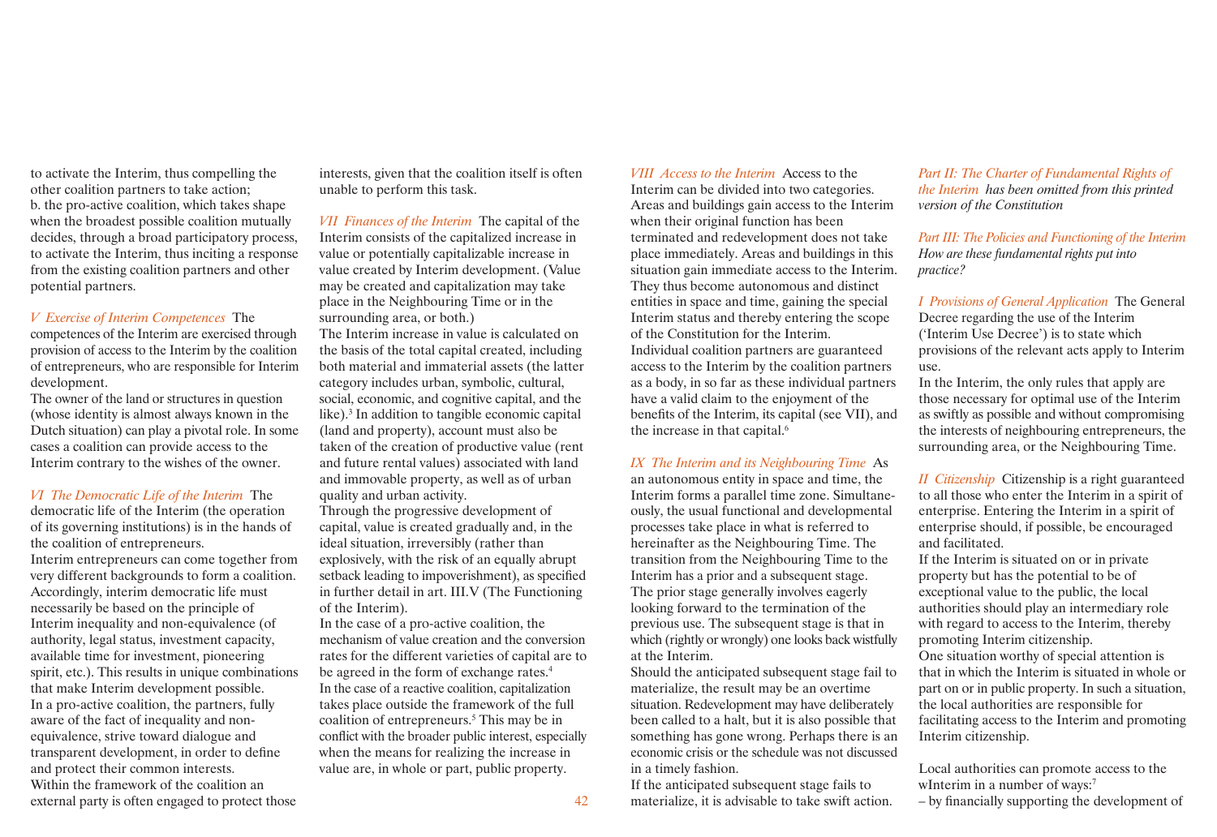to activate the Interim, thus compelling the other coalition partners to take action;
b. the pro-active coalition, which takes shape when the broadest possible coalition mutually decides, through a broad participatory process, to activate the Interim, thus inciting a response from the existing coalition partners and other potential partners.

*V Exercise of Interim Competences* The competences of the Interim are exercised through provision of access to the Interim by the coalition of entrepreneurs, who are responsible for Interim development.
The owner of the land or structures in question (whose identity is almost always known in the Dutch situation) can play a pivotal role. In some cases a coalition can provide access to the Interim contrary to the wishes of the owner.

*VI The Democratic Life of the Interim* The democratic life of the Interim (the operation of its governing institutions) is in the hands of the coalition of entrepreneurs.
Interim entrepreneurs can come together from very different backgrounds to form a coalition. Accordingly, interim democratic life must necessarily be based on the principle of Interim inequality and non-equivalence (of authority, legal status, investment capacity, available time for investment, pioneering spirit, etc.). This results in unique combinations that make Interim development possible.
In a pro-active coalition, the partners, fully aware of the fact of inequality and non-equivalence, strive toward dialogue and transparent development, in order to define and protect their common interests.
Within the framework of the coalition an external party is often engaged to protect those interests, given that the coalition itself is often unable to perform this task.

*VII Finances of the Interim* The capital of the Interim consists of the capitalized increase in value or potentially capitalizable increase in value created by Interim development. (Value may be created and capitalization may take place in the Neighbouring Time or in the surrounding area, or both.)
The Interim increase in value is calculated on the basis of the total capital created, including both material and immaterial assets (the latter category includes urban, symbolic, cultural, social, economic, and cognitive capital, and the like).[3] In addition to tangible economic capital (land and property), account must also be taken of the creation of productive value (rent and future rental values) associated with land and immovable property, as well as of urban quality and urban activity.
Through the progressive development of capital, value is created gradually and, in the ideal situation, irreversibly (rather than explosively, with the risk of an equally abrupt setback leading to impoverishment), as specified in further detail in art. III.V (The Functioning of the Interim).
In the case of a pro-active coalition, the mechanism of value creation and the conversion rates for the different varieties of capital are to be agreed in the form of exchange rates.[4]
In the case of a reactive coalition, capitalization takes place outside the framework of the full coalition of entrepreneurs.[5] This may be in conflict with the broader public interest, especially when the means for realizing the increase in value are, in whole or part, public property.

*VIII Access to the Interim* Access to the Interim can be divided into two categories. Areas and buildings gain access to the Interim when their original function has been terminated and redevelopment does not take place immediately. Areas and buildings in this situation gain immediate access to the Interim. They thus become autonomous and distinct entities in space and time, gaining the special Interim status and thereby entering the scope of the Constitution for the Interim.
Individual coalition partners are guaranteed access to the Interim by the coalition partners as a body, in so far as these individual partners have a valid claim to the enjoyment of the benefits of the Interim, its capital (see VII), and the increase in that capital.[6]

*IX The Interim and its Neighbouring Time* As an autonomous entity in space and time, the Interim forms a parallel time zone. Simultaneously, the usual functional and developmental processes take place in what is referred to hereinafter as the Neighbouring Time. The transition from the Neighbouring Time to the Interim has a prior and a subsequent stage. The prior stage generally involves eagerly looking forward to the termination of the previous use. The subsequent stage is that in which (rightly or wrongly) one looks back wistfully at the Interim.
Should the anticipated subsequent stage fail to materialize, the result may be an overtime situation. Redevelopment may have deliberately been called to a halt, but it is also possible that something has gone wrong. Perhaps there is an economic crisis or the schedule was not discussed in a timely fashion.
If the anticipated subsequent stage fails to materialize, it is advisable to take swift action.

*Part II: The Charter of Fundamental Rights of the Interim has been omitted from this printed version of the Constitution*

*Part III: The Policies and Functioning of the Interim*
*How are these fundamental rights put into practice?*

*I Provisions of General Application* The General Decree regarding the use of the Interim ('Interim Use Decree') is to state which provisions of the relevant acts apply to Interim use.
In the Interim, the only rules that apply are those necessary for optimal use of the Interim as swiftly as possible and without compromising the interests of neighbouring entrepreneurs, the surrounding area, or the Neighbouring Time.

*II Citizenship* Citizenship is a right guaranteed to all those who enter the Interim in a spirit of enterprise. Entering the Interim in a spirit of enterprise should, if possible, be encouraged and facilitated.
If the Interim is situated on or in private property but has the potential to be of exceptional value to the public, the local authorities should play an intermediary role with regard to access to the Interim, thereby promoting Interim citizenship.
One situation worthy of special attention is that in which the Interim is situated in whole or part on or in public property. In such a situation, the local authorities are responsible for facilitating access to the Interim and promoting Interim citizenship.

Local authorities can promote access to the wInterim in a number of ways:[7]
– by financially supporting the development of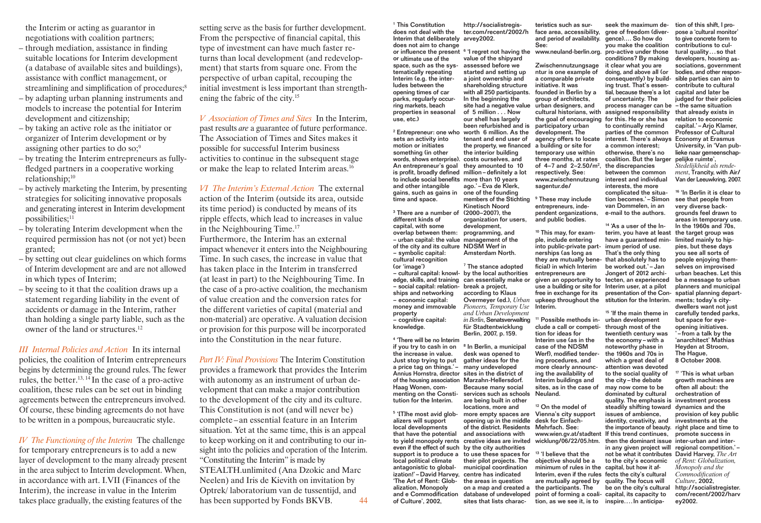the Interim or acting as guarantor in negotiations with coalition partners;

– through mediation, assistance in finding suitable locations for Interim development (a database of available sites and buildings), assistance with conflict management, or streamlining and simplification of procedures;[8]
– by adapting urban planning instruments and models to increase the potential for Interim development and citizenship;
– by taking an active role as the initiator or organizer of Interim development or by assigning other parties to do so;[9]
– by treating the Interim entrepreneurs as fully-fledged partners in a cooperative working relationship;[10]
– by actively marketing the Interim, by presenting strategies for soliciting innovative proposals and generating interest in Interim development possibilities;[11]
– by tolerating Interim development when the required permission has not (or not yet) been granted;
– by setting out clear guidelines on which forms of Interim development are and are not allowed in which types of Interim;
– by seeing to it that the coalition draws up a statement regarding liability in the event of accidents or damage in the Interim, rather than holding a single party liable, such as the owner of the land or structures.[12]

*III Internal Policies and Action* In its internal policies, the coalition of Interim entrepreneurs begins by determining the ground rules. The fewer rules, the better.[13, 14] In the case of a pro-active coalition, these rules can be set out in binding agreements between the entrepreneurs involved. Of course, these binding agreements do not have to be written in a pompous, bureaucratic style.

*IV The Functioning of the Interim* The challenge for temporary entrepreneurs is to add a new layer of development to the many already present in the area subject to Interim development. When, in accordance with art. I.VII (Finances of the Interim), the increase in value in the Interim takes place gradually, the existing features of the setting serve as the basis for further development. From the perspective of financial capital, this type of investment can have much faster returns than local development (and redevelopment) that starts from square one. From the perspective of urban capital, recouping the initial investment is less important than strengthening the fabric of the city.[15]

*V Association of Times and Sites* In the Interim, past results *are* a guarantee of future performance. The Association of Times and Sites makes it possible for successful Interim business activities to continue in the subsequent stage or make the leap to related Interim areas.[16]

*VI The Interim's External Action* The external action of the Interim (outside its area, outside its time period) is conducted by means of its ripple effects, which lead to increases in value in the Neighbouring Time.[17]
Furthermore, the Interim has an external impact whenever it enters into the Neighbouring Time. In such cases, the increase in value that has taken place in the Interim in transferred (at least in part) to the Neighbouring Time. In the case of a pro-active coalition, the mechanism of value creation and the conversion rates for the different varieties of capital (material and non-material) are operative. A valuation decision or provision for this purpose will be incorporated into the Constitution in the near future.

*Part IV: Final Provisions* The Interim Constitution provides a framework that provides the Interim with autonomy as an instrument of urban development that can make a major contribution to the development of the city and its culture. This Constitution is not (and will never be) complete – an essential feature in an Interim situation. Yet at the same time, this is an appeal to keep working on it and contributing to our insight into the policies and operation of the Interim. "Constituting the Interim" is made by STEALTH.unlimited (Ana Dzokic and Marc Neelen) and Iris de Kievith on invitation by Optrek/ laboratorium van de tussentijd, and has been supported by Fonds BKVB.

---

[1] This Constitution does not deal with the Interim that deliberately does not aim to change or influence the present or ultimate use of the space, such as the systematically repeating Interim (e.g. the interludes between the opening times of car parks, regularly occurring markets, beach properties in seasonal use, etc.)

[2] Entrepreneur: one who sets an activity into motion or initiates something (in other words, shows enterprise). An entrepreneur's goal is profit, broadly defined to include social benefits and other intangible gains, such as gains in time and space.

[3] There are a number of different kinds of capital, with some overlap between them:
– urban capital: the value of the city and its culture
– symbolic capital: cultural recognition (or 'image')
– cultural capital: knowledge, skills, and training
– social capital: relationships and networking
– economic capital: money and immovable property
– cognitive capital: knowledge.

[4] 'There will be no Interim if you try to cash in on the increase in value. Just stop trying to put a price tag on things.' – Annius Hornstra, director of the housing association Haag Wonen, commenting on the Constitution for the Interim.

[5] '[T]he most avid globalizers will support local developments that have the potential to yield monopoly rents even if the effect of such support is to produce a local political climate antagonistic to globalization!' – David Harvey, 'The Art of Rent: Globalization, Monopoly and e Commodification of Culture', 2002, http://socialistregister.com/recent/2002/harvey2002.

[6] 'I regret not having the value of the shipyard assessed before we started and setting up a joint ownership and shareholding structure with all 250 participants. In the beginning the site had a negative value of 5 million . . . Now our shell has largely been refurbished and is worth 6 million. As the tenant and end user of the property, we financed the interior building costs ourselves, and they amounted to 10 million – definitely a lot more than 10 years ago.' – Eva de Klerk, one of the founding members of the Stichting Kinetisch Noord (2000–2007), the organization for users, development, programming, and management of the NDSM Werf in Amsterdam North.

[7] The stance adopted by the local authorities can essentially make or break a project, according to Klaus Overmeyer (ed.), *Urban Pioneers, Temporary Use and Urban Development in Berlin*, Senatsverwaltung für Stadtentwicklung Berlin, 2007, p. 159.

[8] In Berlin, a municipal desk was opened to gather ideas for the many undeveloped sites in the district of Marzahn-Hellersdorf. Because many social services such as schools are being built in other locations, more and more empty spaces are opening up in the middle of the district. Residents and associations with creative ideas are invited by the city authorities to use these spaces for their pilot projects. The municipal coordination centre has indicated the areas in question on a map and created a database of undeveloped sites that lists characteristics such as surface area, accessibility, and period of availability. See: www.neuland-berlin.org.
Zwischennutzungsagentur is one example of a comparable private initiative. It was founded in Berlin by a group of architects, urban designers, and cultural historians, with the goal of encouraging participatory urban development. The agency offers to locate a building or site for temporary use within three months, at rates of 4–7 and 2–2.50/m², respectively. See: www.zwischennutzungsagentur.de/

[9] These may include entrepreneurs, independent organizations, and public bodies.

[10] This may, for example, include entering into public-private partnerships (as long as they are mutually beneficial) in which Interim entrepreneurs are given an opportunity to use a building or site for free in exchange for its upkeep throughout the Interim.

[11] Possible methods include a call or competition for ideas for Interim use (as in the case of the NDSM Werf), modified tendering procedures, and more clearly announcing the availability of Interim buildings and sites, as in the case of Neuland.

[12] On the model of Vienna's city support desk for Einfach-Mehrfach. See: www.wien.gv.at/stadtentwicklung/06/22/05.htm.

[13] 'I believe that the objective should be a minimum of rules in the Interim, even if the rules are mutually agreed by the participants. The point of forming a coalition, as we see it, is to seek the maximum degree of freedom (divergence). . . . So how do you make the coalition pro-active under those conditions? By making it clear what you are doing, and above all (or consequently) by building trust. That's essential, because there's a lot of uncertainty. The process manager can be assigned responsibility for this. He or she has to continually remind parties of the common interest. There's always a common interest; otherwise, there's no coalition. But the larger the discrepancies between the common interest and individual interests, the more complicated the situation becomes.' – Simon van Dommelen, in an e-mail to the authors.

[14] 'As a user of the Interim, you have at least have a guaranteed minimum period of use. That's the only thing that absolutely has to be worked out.' – Jan Jongert of 2012 architecten, an experienced Interim user, at a pilot presentation of the Constitution for the Interim.

[15] 'If the main theme in urban development through most of the twentieth century was the economy – with a noteworthy phase in the 1960s and 70s in which a great deal of attention was devoted to the social quality of the city – the debate may now come to be dominated by cultural quality. The emphasis is steadily shifting toward issues of ambience, identity, creativity, and the importance of beauty. If this trend continues, then the dominant issue in any given project will not be what it contributes to the city's economic capital, but how it affects the city's cultural quality. The focus will be on the city's cultural capital, its capacity to inspire. . . . In anticipation of this shift, I propose a 'cultural monitor' to give concrete form to contributions to cultural quality . . . so that developers, housing associations, government bodies, and other responsible parties can aim to contribute to cultural capital and later be judged for their policies – the same situation that already exists in relation to economic capital.' – Arjo Klamer, Professor of Cultural Economy at Erasmus University, in 'Van publieke naar gemeenschappelijke ruimte', *Stedelijkheid als rendement*, Trancity, with Air/ Van der Leeuwkring, 2007.

[16] 'In Berlin it is clear to see that people from very diverse backgrounds feel drawn to areas in temporary use. In the 1960s and 70s, the target group was limited mainly to hippies, but these days you see all sorts of people enjoying themselves on improvised urban beaches. Let this be a message to urban planners and municipal spatial planning departments; today's city-dwellers want not just carefully tended parks, but space for eye-opening initiatives. ' – from a talk by the 'anarchitect' Mathias Heyden at Stroom, The Hague, 8 October 2008.

[17] 'This is what urban growth machines are often all about: the orchestration of investment process dynamics and the provision of key public investments at the right place and time to promote success in inter-urban and inter-regional competition.' – David Harvey, *The Art of Rent: Globalization, Monopoly and the Commodification of Culture*, 2002, http://socialistregister.com/recent/2002/harvey2002.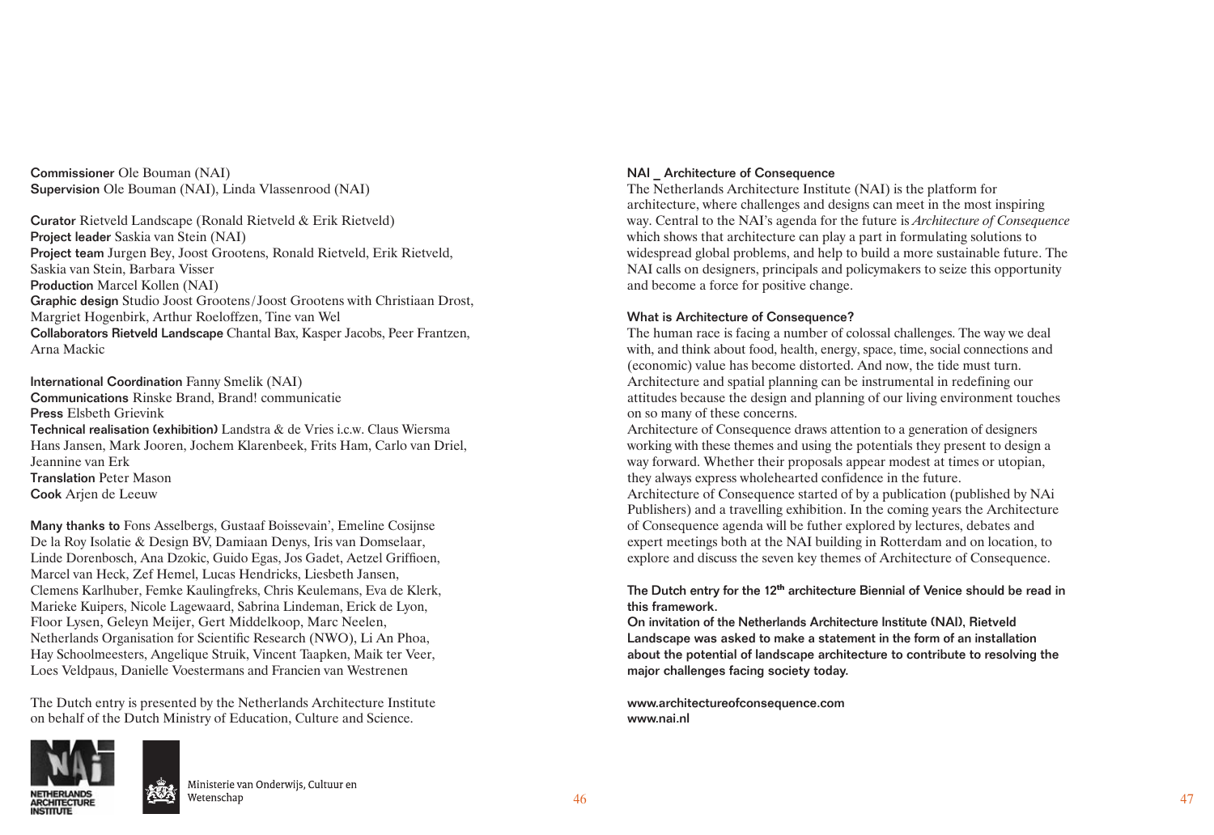**Commissioner** Ole Bouman (NAI)
**Supervision** Ole Bouman (NAI), Linda Vlassenrood (NAI)

**Curator** Rietveld Landscape (Ronald Rietveld & Erik Rietveld)
**Project leader** Saskia van Stein (NAI)
**Project team** Jurgen Bey, Joost Grootens, Ronald Rietveld, Erik Rietveld, Saskia van Stein, Barbara Visser
**Production** Marcel Kollen (NAI)
**Graphic design** Studio Joost Grootens/Joost Grootens with Christiaan Drost, Margriet Hogenbirk, Arthur Roeloffzen, Tine van Wel
**Collaborators Rietveld Landscape** Chantal Bax, Kasper Jacobs, Peer Frantzen, Arna Mackic

**International Coordination** Fanny Smelik (NAI)
**Communications** Rinske Brand, Brand! communicatie
**Press** Elsbeth Grievink
**Technical realisation (exhibition)** Landstra & de Vries i.c.w. Claus Wiersma Hans Jansen, Mark Jooren, Jochem Klarenbeek, Frits Ham, Carlo van Driel, Jeannine van Erk
**Translation** Peter Mason
**Cook** Arjen de Leeuw

**Many thanks to** Fons Asselbergs, Gustaaf Boissevain', Emeline Cosijnse De la Roy Isolatie & Design BV, Damiaan Denys, Iris van Domselaar, Linde Dorenbosch, Ana Dzokic, Guido Egas, Jos Gadet, Aetzel Griffioen, Marcel van Heck, Zef Hemel, Lucas Hendricks, Liesbeth Jansen, Clemens Karlhuber, Femke Kaulingfreks, Chris Keulemans, Eva de Klerk, Marieke Kuipers, Nicole Lagewaard, Sabrina Lindeman, Erick de Lyon, Floor Lysen, Geleyn Meijer, Gert Middelkoop, Marc Neelen, Netherlands Organisation for Scientific Research (NWO), Li An Phoa, Hay Schoolmeesters, Angelique Struik, Vincent Taapken, Maik ter Veer, Loes Veldpaus, Danielle Voestermans and Francien van Westrenen

The Dutch entry is presented by the Netherlands Architecture Institute on behalf of the Dutch Ministry of Education, Culture and Science.

NETHERLANDS ARCHITECTURE INSTITUTE

Ministerie van Onderwijs, Cultuur en Wetenschap

**NAI _ Architecture of Consequence**

The Netherlands Architecture Institute (NAI) is the platform for architecture, where challenges and designs can meet in the most inspiring way. Central to the NAI's agenda for the future is *Architecture of Consequence* which shows that architecture can play a part in formulating solutions to widespread global problems, and help to build a more sustainable future. The NAI calls on designers, principals and policymakers to seize this opportunity and become a force for positive change.

**What is Architecture of Consequence?**

The human race is facing a number of colossal challenges. The way we deal with, and think about food, health, energy, space, time, social connections and (economic) value has become distorted. And now, the tide must turn. Architecture and spatial planning can be instrumental in redefining our attitudes because the design and planning of our living environment touches on so many of these concerns.
Architecture of Consequence draws attention to a generation of designers working with these themes and using the potentials they present to design a way forward. Whether their proposals appear modest at times or utopian, they always express wholehearted confidence in the future.
Architecture of Consequence started of by a publication (published by NAi Publishers) and a travelling exhibition. In the coming years the Architecture of Consequence agenda will be futher explored by lectures, debates and expert meetings both at the NAI building in Rotterdam and on location, to explore and discuss the seven key themes of Architecture of Consequence.

**The Dutch entry for the 12th architecture Biennial of Venice should be read in this framework.**
**On invitation of the Netherlands Architecture Institute (NAI), Rietveld Landscape was asked to make a statement in the form of an installation about the potential of landscape architecture to contribute to resolving the major challenges facing society today.**

**www.architectureofconsequence.com**
**www.nai.nl**